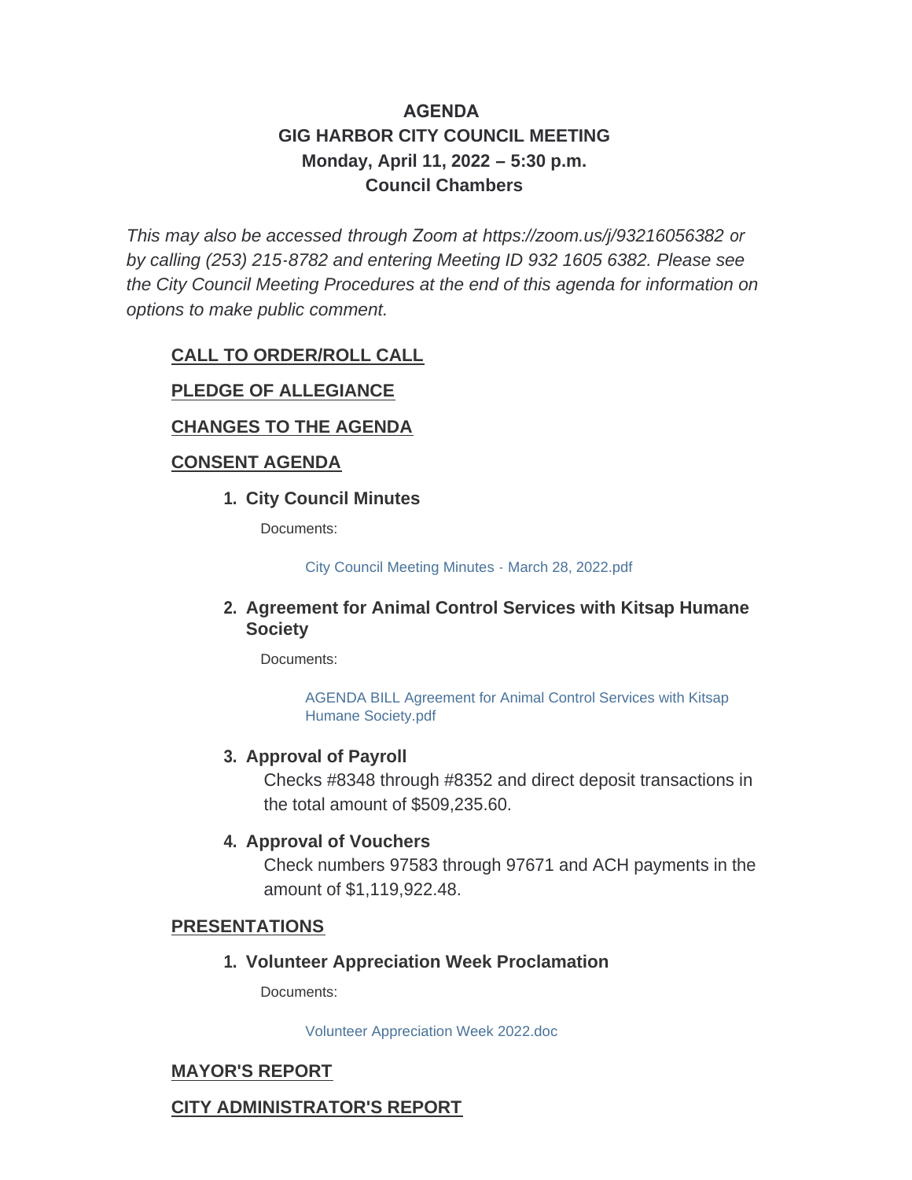# AGENDA
## GIG HARBOR CITY COUNCIL MEETING
## Monday, April 11, 2022 – 5:30 p.m.
## Council Chambers

*This may also be accessed through Zoom at https://zoom.us/j/93216056382 or by calling (253) 215-8782 and entering Meeting ID 932 1605 6382. Please see the City Council Meeting Procedures at the end of this agenda for information on options to make public comment.*

**CALL TO ORDER/ROLL CALL**

**PLEDGE OF ALLEGIANCE**

**CHANGES TO THE AGENDA**

**CONSENT AGENDA**

1. **City Council Minutes**

   Documents:

   City Council Meeting Minutes - March 28, 2022.pdf

2. **Agreement for Animal Control Services with Kitsap Humane Society**

   Documents:

   AGENDA BILL Agreement for Animal Control Services with Kitsap Humane Society.pdf

3. **Approval of Payroll**

   Checks #8348 through #8352 and direct deposit transactions in the total amount of $509,235.60.

4. **Approval of Vouchers**

   Check numbers 97583 through 97671 and ACH payments in the amount of $1,119,922.48.

**PRESENTATIONS**

1. **Volunteer Appreciation Week Proclamation**

   Documents:

   Volunteer Appreciation Week 2022.doc

**MAYOR'S REPORT**

**CITY ADMINISTRATOR'S REPORT**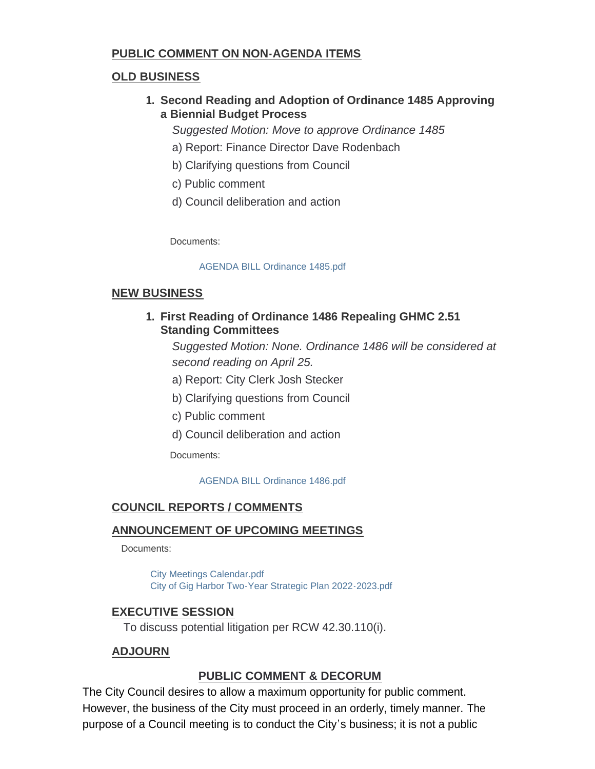## PUBLIC COMMENT ON NON-AGENDA ITEMS

## OLD BUSINESS

1. **Second Reading and Adoption of Ordinance 1485 Approving a Biennial Budget Process**

   *Suggested Motion: Move to approve Ordinance 1485*

   a) Report: Finance Director Dave Rodenbach

   b) Clarifying questions from Council

   c) Public comment

   d) Council deliberation and action

   Documents:

   AGENDA BILL Ordinance 1485.pdf

## NEW BUSINESS

1. **First Reading of Ordinance 1486 Repealing GHMC 2.51 Standing Committees**

   *Suggested Motion: None. Ordinance 1486 will be considered at second reading on April 25.*

   a) Report: City Clerk Josh Stecker

   b) Clarifying questions from Council

   c) Public comment

   d) Council deliberation and action

   Documents:

   AGENDA BILL Ordinance 1486.pdf

## COUNCIL REPORTS / COMMENTS

## ANNOUNCEMENT OF UPCOMING MEETINGS

Documents:

City Meetings Calendar.pdf
City of Gig Harbor Two-Year Strategic Plan 2022-2023.pdf

## EXECUTIVE SESSION

To discuss potential litigation per RCW 42.30.110(i).

## ADJOURN

## PUBLIC COMMENT & DECORUM

The City Council desires to allow a maximum opportunity for public comment. However, the business of the City must proceed in an orderly, timely manner. The purpose of a Council meeting is to conduct the City's business; it is not a public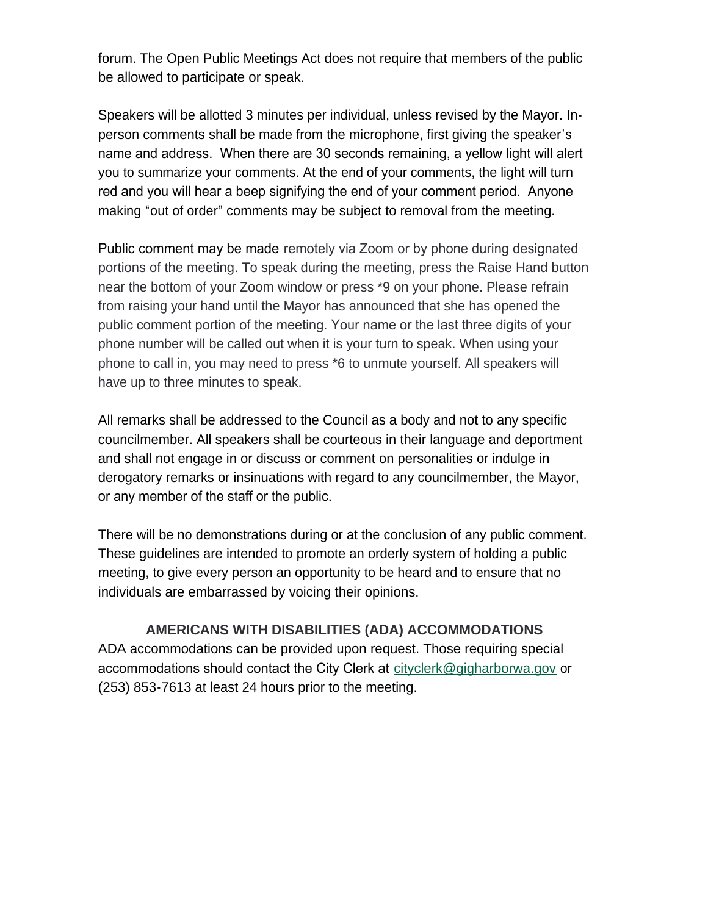forum. The Open Public Meetings Act does not require that members of the public be allowed to participate or speak.

Speakers will be allotted 3 minutes per individual, unless revised by the Mayor. In-person comments shall be made from the microphone, first giving the speaker's name and address. When there are 30 seconds remaining, a yellow light will alert you to summarize your comments. At the end of your comments, the light will turn red and you will hear a beep signifying the end of your comment period. Anyone making "out of order" comments may be subject to removal from the meeting.

Public comment may be made remotely via Zoom or by phone during designated portions of the meeting. To speak during the meeting, press the Raise Hand button near the bottom of your Zoom window or press *9 on your phone. Please refrain from raising your hand until the Mayor has announced that she has opened the public comment portion of the meeting. Your name or the last three digits of your phone number will be called out when it is your turn to speak. When using your phone to call in, you may need to press *6 to unmute yourself. All speakers will have up to three minutes to speak.

All remarks shall be addressed to the Council as a body and not to any specific councilmember. All speakers shall be courteous in their language and deportment and shall not engage in or discuss or comment on personalities or indulge in derogatory remarks or insinuations with regard to any councilmember, the Mayor, or any member of the staff or the public.

There will be no demonstrations during or at the conclusion of any public comment. These guidelines are intended to promote an orderly system of holding a public meeting, to give every person an opportunity to be heard and to ensure that no individuals are embarrassed by voicing their opinions.

## AMERICANS WITH DISABILITIES (ADA) ACCOMMODATIONS

ADA accommodations can be provided upon request. Those requiring special accommodations should contact the City Clerk at cityclerk@gigharborwa.gov or (253) 853-7613 at least 24 hours prior to the meeting.